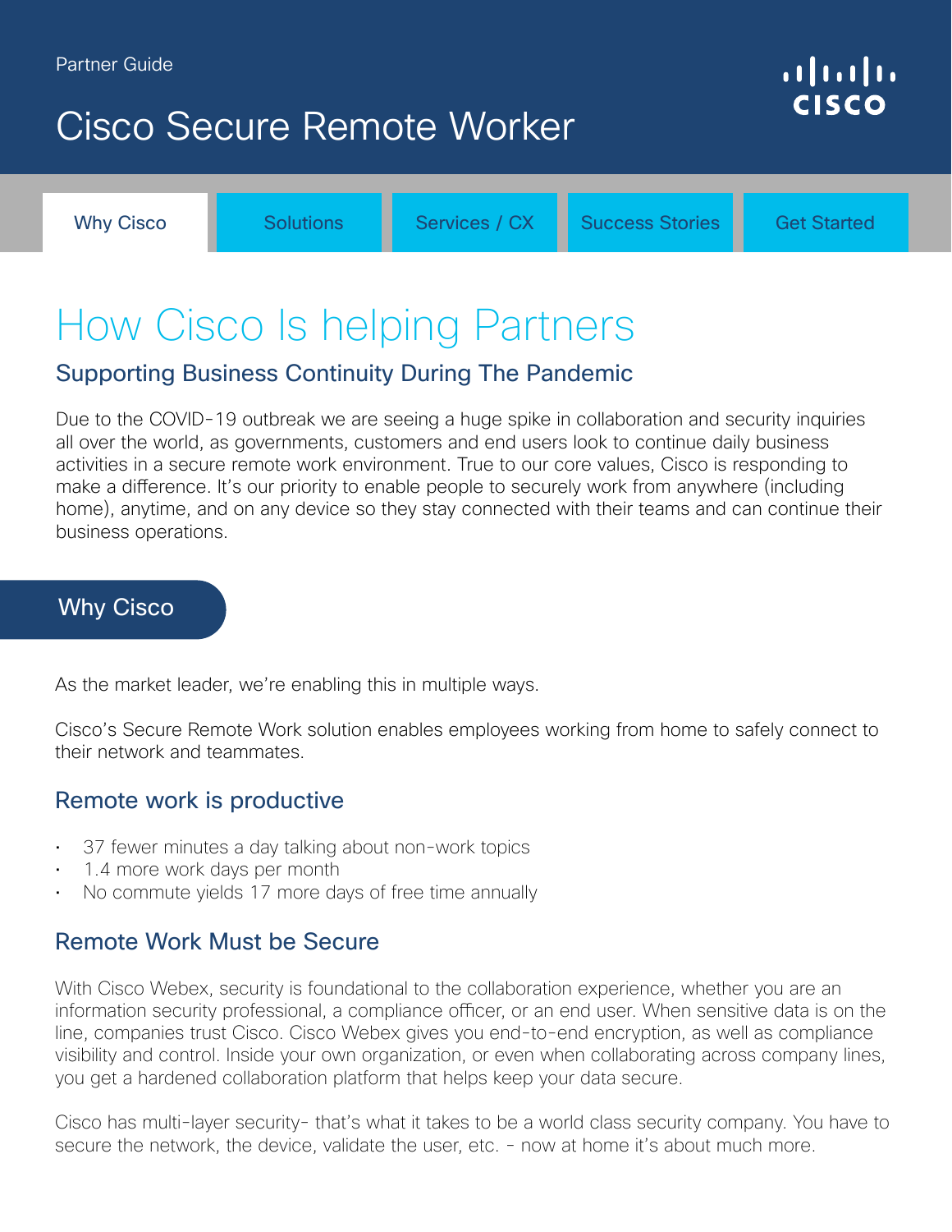Partner Guide

# Cisco Secure Remote Worker

Why Cisco | Solutions | Services / CX | Success Stories | Get Started

## How Cisco Is helping Partners

### Supporting Business Continuity During The Pandemic

Due to the COVID-19 outbreak we are seeing a huge spike in collaboration and security inquiries all over the world, as governments, customers and end users look to continue daily business activities in a secure remote work environment. True to our core values, Cisco is responding to make a difference. It's our priority to enable people to securely work from anywhere (including home), anytime, and on any device so they stay connected with their teams and can continue their business operations.

## Why Cisco

As the market leader, we're enabling this in multiple ways.

Cisco's Secure Remote Work solution enables employees working from home to safely connect to their network and teammates.

### Remote work is productive

- 37 fewer minutes a day talking about non-work topics
- 1.4 more work days per month
- No commute yields 17 more days of free time annually

### Remote Work Must be Secure

With Cisco Webex, security is foundational to the collaboration experience, whether you are an information security professional, a compliance officer, or an end user. When sensitive data is on the line, companies trust Cisco. Cisco Webex gives you end-to-end encryption, as well as compliance visibility and control. Inside your own organization, or even when collaborating across company lines, you get a hardened collaboration platform that helps keep your data secure.

Cisco has multi-layer security- that's what it takes to be a world class security company. You have to secure the network, the device, validate the user, etc. - now at home it's about much more.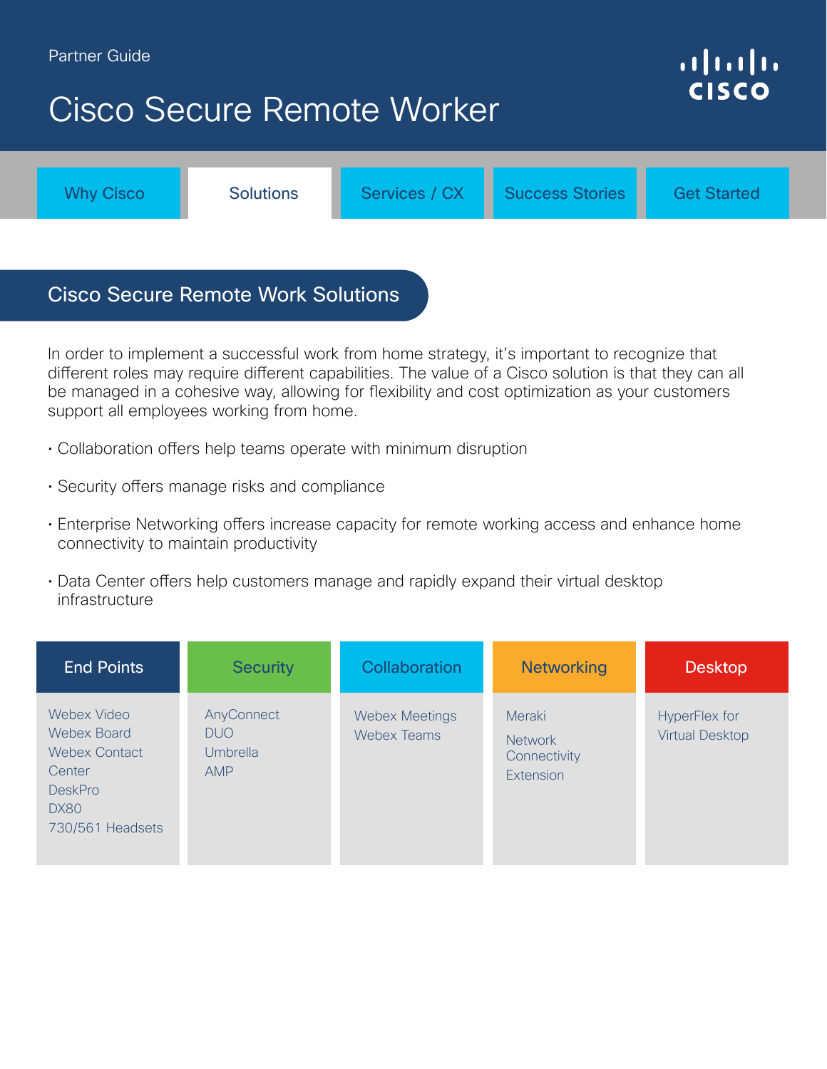Partner Guide

# Cisco Secure Remote Worker

Why Cisco | Solutions | Services / CX | Success Stories | Get Started

## Cisco Secure Remote Work Solutions

In order to implement a successful work from home strategy, it's important to recognize that different roles may require different capabilities. The value of a Cisco solution is that they can all be managed in a cohesive way, allowing for flexibility and cost optimization as your customers support all employees working from home.

- Collaboration offers help teams operate with minimum disruption
- Security offers manage risks and compliance
- Enterprise Networking offers increase capacity for remote working access and enhance home connectivity to maintain productivity
- Data Center offers help customers manage and rapidly expand their virtual desktop infrastructure

| End Points | Security | Collaboration | Networking | Desktop |
|---|---|---|---|---|
| Webex Video<br>Webex Board<br>Webex Contact Center<br>DeskPro<br>DX80<br>730/561 Headsets | AnyConnect<br>DUO<br>Umbrella<br>AMP | Webex Meetings<br>Webex Teams | Meraki<br>Network Connectivity Extension | HyperFlex for Virtual Desktop |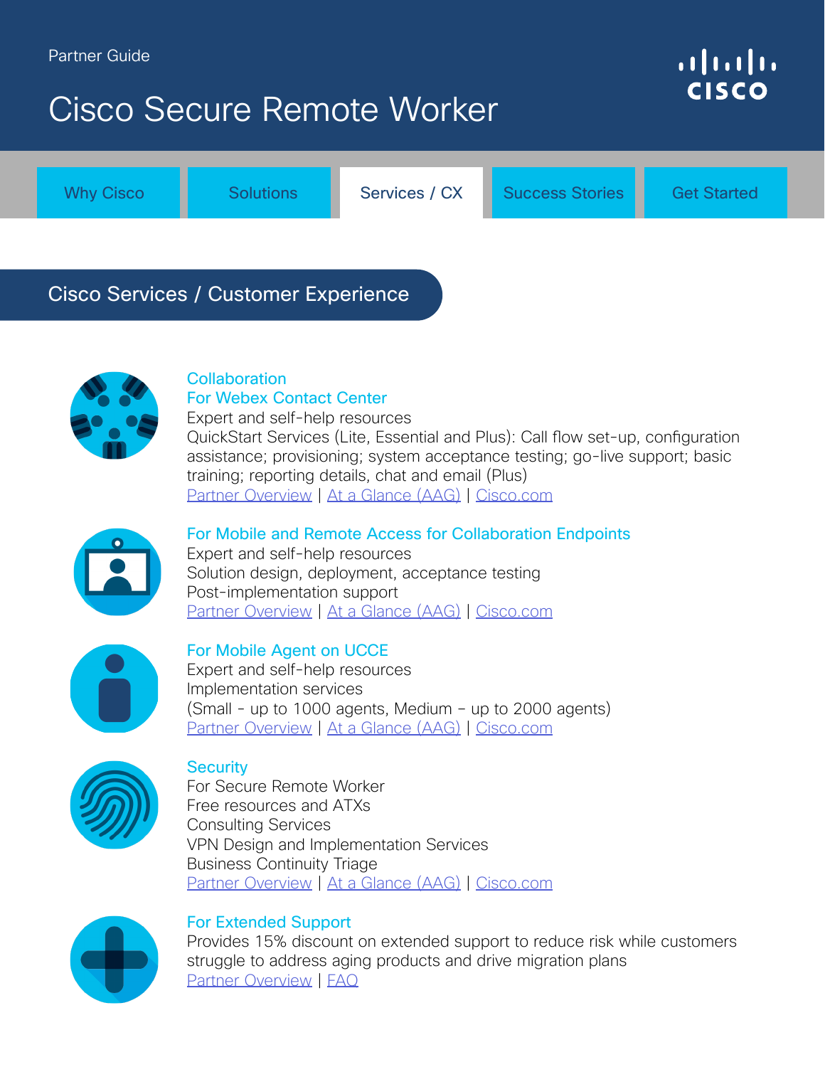Partner Guide

# Cisco Secure Remote Worker

Why Cisco | Solutions | Services / CX | Success Stories | Get Started

## Cisco Services / Customer Experience

### Collaboration

#### For Webex Contact Center

Expert and self-help resources

QuickStart Services (Lite, Essential and Plus): Call flow set-up, configuration assistance; provisioning; system acceptance testing; go-live support; basic training; reporting details, chat and email (Plus)

Partner Overview | At a Glance (AAG) | Cisco.com

#### For Mobile and Remote Access for Collaboration Endpoints

Expert and self-help resources

Solution design, deployment, acceptance testing

Post-implementation support

Partner Overview | At a Glance (AAG) | Cisco.com

#### For Mobile Agent on UCCE

Expert and self-help resources

Implementation services

(Small - up to 1000 agents, Medium – up to 2000 agents)

Partner Overview | At a Glance (AAG) | Cisco.com

### Security

For Secure Remote Worker

Free resources and ATXs

Consulting Services

VPN Design and Implementation Services

Business Continuity Triage

Partner Overview | At a Glance (AAG) | Cisco.com

#### For Extended Support

Provides 15% discount on extended support to reduce risk while customers struggle to address aging products and drive migration plans

Partner Overview | FAQ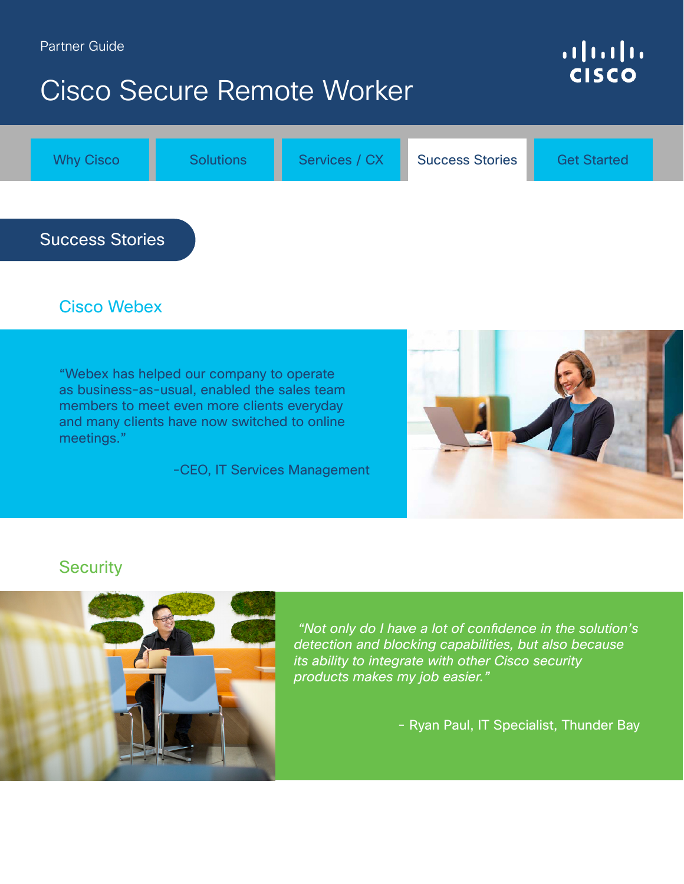Partner Guide

# Cisco Secure Remote Worker

Why Cisco | Solutions | Services / CX | Success Stories | Get Started

## Success Stories

### Cisco Webex

"Webex has helped our company to operate as business-as-usual, enabled the sales team members to meet even more clients everyday and many clients have now switched to online meetings."

-CEO, IT Services Management

### Security

*"Not only do I have a lot of confidence in the solution's detection and blocking capabilities, but also because its ability to integrate with other Cisco security products makes my job easier."*

- Ryan Paul, IT Specialist, Thunder Bay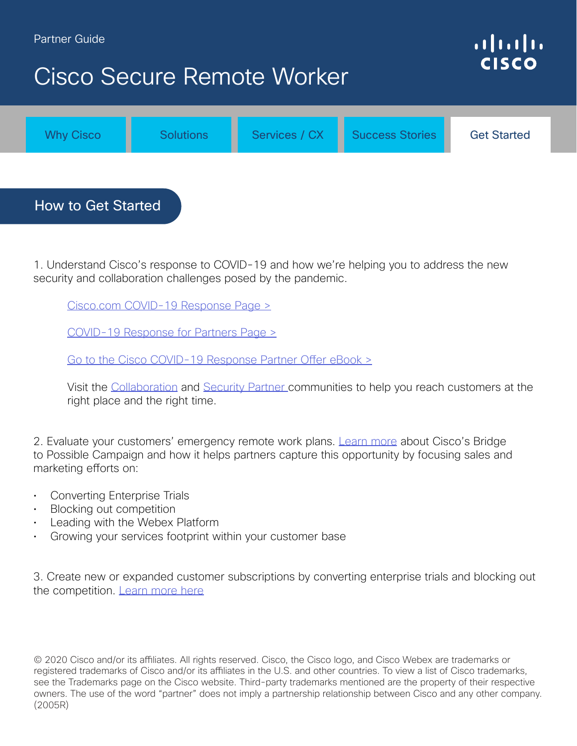Partner Guide

# Cisco Secure Remote Worker

Why Cisco | Solutions | Services / CX | Success Stories | Get Started

## How to Get Started

1. Understand Cisco's response to COVID-19 and how we're helping you to address the new security and collaboration challenges posed by the pandemic.

   Cisco.com COVID-19 Response Page >

   COVID-19 Response for Partners Page >

   Go to the Cisco COVID-19 Response Partner Offer eBook >

   Visit the Collaboration and Security Partner communities to help you reach customers at the right place and the right time.

2. Evaluate your customers' emergency remote work plans. Learn more about Cisco's Bridge to Possible Campaign and how it helps partners capture this opportunity by focusing sales and marketing efforts on:

- Converting Enterprise Trials
- Blocking out competition
- Leading with the Webex Platform
- Growing your services footprint within your customer base

3. Create new or expanded customer subscriptions by converting enterprise trials and blocking out the competition. Learn more here

© 2020 Cisco and/or its affiliates. All rights reserved. Cisco, the Cisco logo, and Cisco Webex are trademarks or registered trademarks of Cisco and/or its affiliates in the U.S. and other countries. To view a list of Cisco trademarks, see the Trademarks page on the Cisco website. Third-party trademarks mentioned are the property of their respective owners. The use of the word "partner" does not imply a partnership relationship between Cisco and any other company. (2005R)